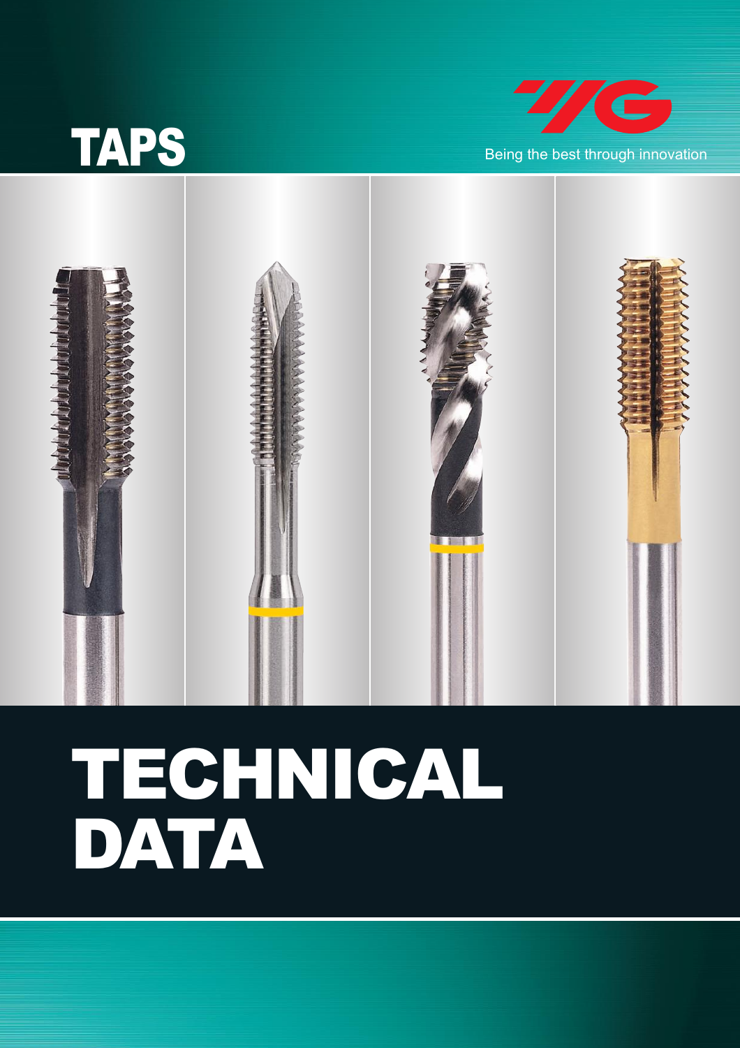# TAPS

Being the best through innovation

# TECHNICAL DATA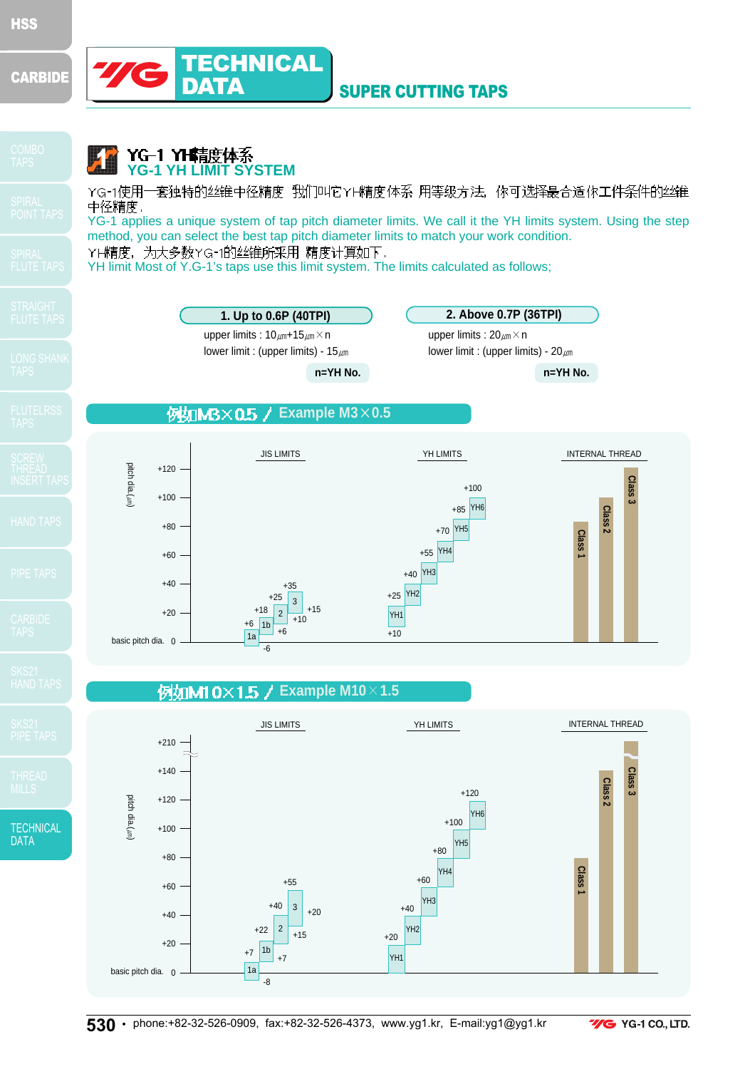# TECHNICAL DATA

## SUPER CUTTING TAPS

### YG-1 YH精度体系
### YG-1 YH LIMIT SYSTEM

YG-1使用一套独特的丝锥中径精度 我们叫它YH精度体系 用等级方法, 你可选择最合适你工件条件的丝锥中径精度.

YG-1 applies a unique system of tap pitch diameter limits. We call it the YH limits system. Using the step method, you can select the best tap pitch diameter limits to match your work condition.

YH精度, 为大多数YG-1的丝锥所采用 精度计算如下.

YH limit Most of Y.G-1's taps use this limit system. The limits calculated as follows;

**1. Up to 0.6P (40TPI)**

upper limits : 10㎛+15㎛ × n

lower limit : (upper limits) - 15㎛

n=YH No.

**2. Above 0.7P (36TPI)**

upper limits : 20㎛ × n

lower limit : (upper limits) - 20㎛

n=YH No.

### 例如M3×0.5 / Example M3×0.5

pitch dia.(㎛) — basic pitch dia. 0

JIS LIMITS

| Class | Lower | Upper |
|---|---|---|
| 1a | -6 | +6 |
| 1b | +6 | +18 |
| 2 | +10 | +25 |
| 3 | +15 | +35 |

YH LIMITS

| YH | Lower | Upper |
|---|---|---|
| YH1 | +10 | +25 |
| YH2 | +25 | +40 |
| YH3 | +40 | +55 |
| YH4 | +55 | +70 |
| YH5 | +70 | +85 |
| YH6 | +85 | +100 |

INTERNAL THREAD: Class 1, Class 2, Class 3

### 例如M10×1.5 / Example M10×1.5

pitch dia.(㎛) — basic pitch dia. 0

JIS LIMITS

| Class | Lower | Upper |
|---|---|---|
| 1a | -8 | +7 |
| 1b | +7 | +22 |
| 2 | +15 | +40 |
| 3 | +20 | +55 |

YH LIMITS

| YH | Lower | Upper |
|---|---|---|
| YH1 | 0 | +20 |
| YH2 | +20 | +40 |
| YH3 | +40 | +60 |
| YH4 | +60 | +80 |
| YH5 | +80 | +100 |
| YH6 | +100 | +120 |

INTERNAL THREAD: Class 1, Class 2, Class 3

phone:+82-32-526-0909, fax:+82-32-526-4373, www.yg1.kr, E-mail:yg1@yg1.kr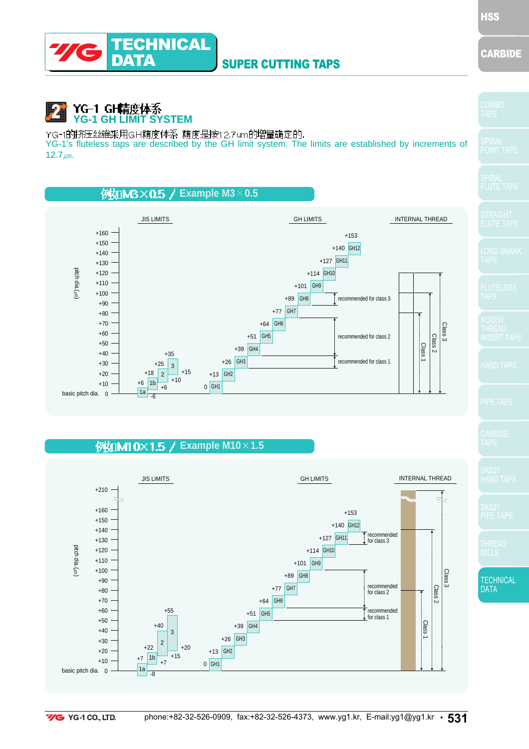# TECHNICAL DATA

## SUPER CUTTING TAPS

### 2 YG-1 GH精度体系
### YG-1 GH LIMIT SYSTEM

YG-1的挤压丝锥采用GH精度体系 精度是按12.7um的增量确定的.

YG-1's fluteless taps are described by the GH limit system. The limits are established by increments of 12.7㎛.

### 例如M3×0.5 / Example M3×0.5

JIS LIMITS　GH LIMITS　INTERNAL THREAD

pitch dia.(㎛)

| Pitch dia. (㎛) | JIS LIMITS | GH LIMITS |
|---|---|---|
| 0 (basic pitch dia.) | 1a: -6 to +6 | GH1: 0 to +13 |
| | 1b: +6 to +18 | GH2: +13 to +26 |
| | 2: +10 to +25 | GH3: +26 to +39 |
| | 3: +15 to +35 | GH4: +39 to +51 |
| | | GH5: +51 to +64 |
| | | GH6: +64 to +77 |
| | | GH7: +77 to +89 |
| | | GH8: +89 to +101 |
| | | GH9: +101 to +114 |
| | | GH10: +114 to +127 |
| | | GH11: +127 to +140 |
| | | GH12: +140 to +153 |

recommended for class 3　recommended for class 2　recommended for class 1

Class 1　Class 2　Class 3

### 例如M10×1.5 / Example M10×1.5

JIS LIMITS　GH LIMITS　INTERNAL THREAD

pitch dia.(㎛)

| Pitch dia. (㎛) | JIS LIMITS | GH LIMITS |
|---|---|---|
| 0 (basic pitch dia.) | 1a: -8 to +7 | GH1: 0 to +13 |
| | 1b: +7 to +22 | GH2: +13 to +26 |
| | 2: +15 to +40 | GH3: +26 to +39 |
| | 3: +20 to +55 | GH4: +39 to +51 |
| | | GH5: +51 to +64 |
| | | GH6: +64 to +77 |
| | | GH7: +77 to +89 |
| | | GH8: +89 to +101 |
| | | GH9: +101 to +114 |
| | | GH10: +114 to +127 |
| | | GH11: +127 to +140 |
| | | GH12: +140 to +153 |

recommended for class 3　recommended for class 2　recommended for class 1

Class 1　Class 2　Class 3

YG-1 CO., LTD.　phone:+82-32-526-0909, fax:+82-32-526-4373, www.yg1.kr, E-mail:yg1@yg1.kr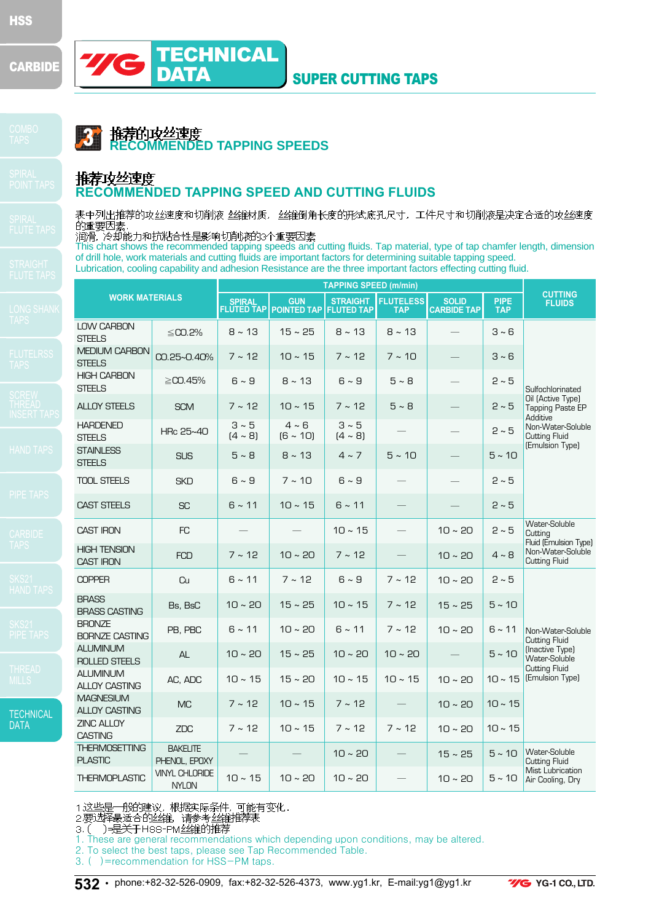# TECHNICAL DATA — SUPER CUTTING TAPS

## 推荐的攻丝速度
## RECOMMENDED TAPPING SPEEDS

### 推荐攻丝速度
### RECOMMENDED TAPPING SPEED AND CUTTING FLUIDS

表中列出推荐的攻丝速度和切削液 丝锥材质, 丝锥倒角长度的形式底孔尺寸, 工件尺寸和切削液是决定合适的攻丝速度的重要因素.
润滑, 冷却能力和抗粘合性是影响切削液的3个重要因素
This chart shows the recommended tapping speeds and cutting fluids. Tap material, type of tap chamfer length, dimension of drill hole, work materials and cutting fluids are important factors for determining suitable tapping speed.
Lubrication, cooling capability and adhesion Resistance are the three important factors effecting cutting fluid.

| WORK MATERIALS | | TAPPING SPEED (m/min) | | | | | | CUTTING FLUIDS |
|---|---|---|---|---|---|---|---|---|
| | | SPIRAL FLUTED TAP | GUN POINTED TAP | STRAIGHT FLUTED TAP | FLUTELESS TAP | SOLID CARBIDE TAP | PIPE TAP | |
| LOW CARBON STEELS | ≦C0.2% | 8 ~ 13 | 15 ~ 25 | 8 ~ 13 | 8 ~ 13 | — | 3 ~ 6 | Sulfochlorinated Oil (Active Type) Tapping Paste EP Additive Non-Water-Soluble Cutting Fluid (Emulsion Type) |
| MEDIUM CARBON STEELS | C0.25~0.40% | 7 ~ 12 | 10 ~ 15 | 7 ~ 12 | 7 ~ 10 | — | 3 ~ 6 | |
| HIGH CARBON STEELS | ≧C0.45% | 6 ~ 9 | 8 ~ 13 | 6 ~ 9 | 5 ~ 8 | — | 2 ~ 5 | |
| ALLOY STEELS | SCM | 7 ~ 12 | 10 ~ 15 | 7 ~ 12 | 5 ~ 8 | — | 2 ~ 5 | |
| HARDENED STEELS | HRc 25~40 | 3 ~ 5 (4 ~ 8) | 4 ~ 6 (6 ~ 10) | 3 ~ 5 (4 ~ 8) | — | — | 2 ~ 5 | |
| STAINLESS STEELS | SUS | 5 ~ 8 | 8 ~ 13 | 4 ~ 7 | 5 ~ 10 | — | 5 ~ 10 | |
| TOOL STEELS | SKD | 6 ~ 9 | 7 ~ 10 | 6 ~ 9 | — | — | 2 ~ 5 | |
| CAST STEELS | SC | 6 ~ 11 | 10 ~ 15 | 6 ~ 11 | — | — | 2 ~ 5 | |
| CAST IRON | FC | — | — | 10 ~ 15 | — | 10 ~ 20 | 2 ~ 5 | Water-Soluble Cutting Fluid (Emulsion Type) Non-Water-Soluble Cutting Fluid |
| HIGH TENSION CAST IRON | FCD | 7 ~ 12 | 10 ~ 20 | 7 ~ 12 | — | 10 ~ 20 | 4 ~ 8 | |
| COPPER | Cu | 6 ~ 11 | 7 ~ 12 | 6 ~ 9 | 7 ~ 12 | 10 ~ 20 | 2 ~ 5 | Non-Water-Soluble Cutting Fluid (Inactive Type) Water-Soluble Cutting Fluid (Emulsion Type) |
| BRASS BRASS CASTING | Bs, BsC | 10 ~ 20 | 15 ~ 25 | 10 ~ 15 | 7 ~ 12 | 15 ~ 25 | 5 ~ 10 | |
| BRONZE BORNZE CASTING | PB, PBC | 6 ~ 11 | 10 ~ 20 | 6 ~ 11 | 7 ~ 12 | 10 ~ 20 | 6 ~ 11 | |
| ALUMINUM ROLLED STEELS | AL | 10 ~ 20 | 15 ~ 25 | 10 ~ 20 | 10 ~ 20 | — | 5 ~ 10 | |
| ALUMINUM ALLOY CASTING | AC, ADC | 10 ~ 15 | 15 ~ 20 | 10 ~ 15 | 10 ~ 15 | 10 ~ 20 | 10 ~ 15 | |
| MAGNESIUM ALLOY CASTING | MC | 7 ~ 12 | 10 ~ 15 | 7 ~ 12 | — | 10 ~ 20 | 10 ~ 15 | |
| ZINC ALLOY CASTING | ZDC | 7 ~ 12 | 10 ~ 15 | 7 ~ 12 | 7 ~ 12 | 10 ~ 20 | 10 ~ 15 | |
| THERMOSETTING PLASTIC | BAKELITE PHENOL, EPOXY | — | — | 10 ~ 20 | — | 15 ~ 25 | 5 ~ 10 | Water-Soluble Cutting Fluid Mist Lubrication Air Cooling, Dry |
| THERMOPLASTIC | VINYL CHLORIDE NYLON | 10 ~ 15 | 10 ~ 20 | 10 ~ 20 | — | 10 ~ 20 | 5 ~ 10 | |

1.这些是一般的建议, 根据实际条件, 可能有变化.
2.要选择最适合的丝锥, 请参考丝锥推荐表
3.( )=是关于HSS-PM丝锥的推荐
1. These are general recommendations which depending upon conditions, may be altered.
2. To select the best taps, please see Tap Recommended Table.
3. ( )=recommendation for HSS−PM taps.

phone:+82-32-526-0909, fax:+82-32-526-4373, www.yg1.kr, E-mail:yg1@yg1.kr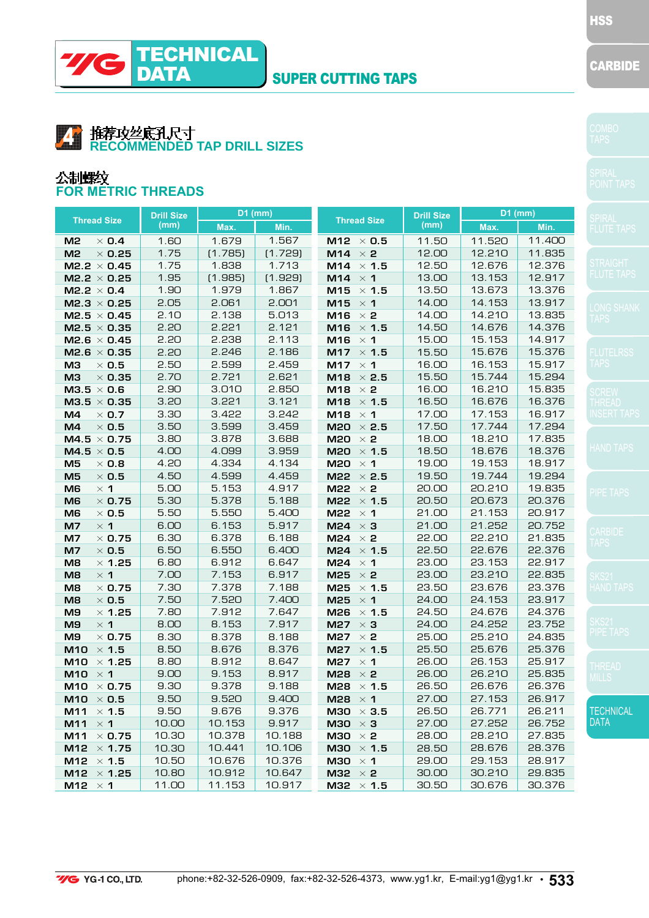# TECHNICAL DATA

## SUPER CUTTING TAPS

### 推荐攻丝底孔尺寸
### RECOMMENDED TAP DRILL SIZES

#### 公制螺纹
#### FOR METRIC THREADS

| Thread Size | Drill Size (mm) | D1 (mm) | |
|---|---|---|---|
| | | Max. | Min. |
| M2 × 0.4 | 1.60 | 1.679 | 1.567 |
| M2 × 0.25 | 1.75 | (1.785) | (1.729) |
| M2.2 × 0.45 | 1.75 | 1.838 | 1.713 |
| M2.2 × 0.25 | 1.95 | (1.985) | (1.929) |
| M2.2 × 0.4 | 1.90 | 1.979 | 1.867 |
| M2.3 × 0.25 | 2.05 | 2.061 | 2.001 |
| M2.5 × 0.45 | 2.10 | 2.138 | 5.013 |
| M2.5 × 0.35 | 2.20 | 2.221 | 2.121 |
| M2.6 × 0.45 | 2.20 | 2.238 | 2.113 |
| M2.6 × 0.35 | 2.20 | 2.246 | 2.186 |
| M3 × 0.5 | 2.50 | 2.599 | 2.459 |
| M3 × 0.35 | 2.70 | 2.721 | 2.621 |
| M3.5 × 0.6 | 2.90 | 3.010 | 2.850 |
| M3.5 × 0.35 | 3.20 | 3.221 | 3.121 |
| M4 × 0.7 | 3.30 | 3.422 | 3.242 |
| M4 × 0.5 | 3.50 | 3.599 | 3.459 |
| M4.5 × 0.75 | 3.80 | 3.878 | 3.688 |
| M4.5 × 0.5 | 4.00 | 4.099 | 3.959 |
| M5 × 0.8 | 4.20 | 4.334 | 4.134 |
| M5 × 0.5 | 4.50 | 4.599 | 4.459 |
| M6 × 1 | 5.00 | 5.153 | 4.917 |
| M6 × 0.75 | 5.30 | 5.378 | 5.188 |
| M6 × 0.5 | 5.50 | 5.550 | 5.400 |
| M7 × 1 | 6.00 | 6.153 | 5.917 |
| M7 × 0.75 | 6.30 | 6.378 | 6.188 |
| M7 × 0.5 | 6.50 | 6.550 | 6.400 |
| M8 × 1.25 | 6.80 | 6.912 | 6.647 |
| M8 × 1 | 7.00 | 7.153 | 6.917 |
| M8 × 0.75 | 7.30 | 7.378 | 7.188 |
| M8 × 0.5 | 7.50 | 7.520 | 7.400 |
| M9 × 1.25 | 7.80 | 7.912 | 7.647 |
| M9 × 1 | 8.00 | 8.153 | 7.917 |
| M9 × 0.75 | 8.30 | 8.378 | 8.188 |
| M10 × 1.5 | 8.50 | 8.676 | 8.376 |
| M10 × 1.25 | 8.80 | 8.912 | 8.647 |
| M10 × 1 | 9.00 | 9.153 | 8.917 |
| M10 × 0.75 | 9.30 | 9.378 | 9.188 |
| M10 × 0.5 | 9.50 | 9.520 | 9.400 |
| M11 × 1.5 | 9.50 | 9.676 | 9.376 |
| M11 × 1 | 10.00 | 10.153 | 9.917 |
| M11 × 0.75 | 10.30 | 10.378 | 10.188 |
| M12 × 1.75 | 10.30 | 10.441 | 10.106 |
| M12 × 1.5 | 10.50 | 10.676 | 10.376 |
| M12 × 1.25 | 10.80 | 10.912 | 10.647 |
| M12 × 1 | 11.00 | 11.153 | 10.917 |
| M12 × 0.5 | 11.50 | 11.520 | 11.400 |
| M14 × 2 | 12.00 | 12.210 | 11.835 |
| M14 × 1.5 | 12.50 | 12.676 | 12.376 |
| M14 × 1 | 13.00 | 13.153 | 12.917 |
| M15 × 1.5 | 13.50 | 13.673 | 13.376 |
| M15 × 1 | 14.00 | 14.153 | 13.917 |
| M16 × 2 | 14.00 | 14.210 | 13.835 |
| M16 × 1.5 | 14.50 | 14.676 | 14.376 |
| M16 × 1 | 15.00 | 15.153 | 14.917 |
| M17 × 1.5 | 15.50 | 15.676 | 15.376 |
| M17 × 1 | 16.00 | 16.153 | 15.917 |
| M18 × 2.5 | 15.50 | 15.744 | 15.294 |
| M18 × 2 | 16.00 | 16.210 | 15.835 |
| M18 × 1.5 | 16.50 | 16.676 | 16.376 |
| M18 × 1 | 17.00 | 17.153 | 16.917 |
| M20 × 2.5 | 17.50 | 17.744 | 17.294 |
| M20 × 2 | 18.00 | 18.210 | 17.835 |
| M20 × 1.5 | 18.50 | 18.676 | 18.376 |
| M20 × 1 | 19.00 | 19.153 | 18.917 |
| M22 × 2.5 | 19.50 | 19.744 | 19.294 |
| M22 × 2 | 20.00 | 20.210 | 19.835 |
| M22 × 1.5 | 20.50 | 20.673 | 20.376 |
| M22 × 1 | 21.00 | 21.153 | 20.917 |
| M24 × 3 | 21.00 | 21.252 | 20.752 |
| M24 × 2 | 22.00 | 22.210 | 21.835 |
| M24 × 1.5 | 22.50 | 22.676 | 22.376 |
| M24 × 1 | 23.00 | 23.153 | 22.917 |
| M25 × 2 | 23.00 | 23.210 | 22.835 |
| M25 × 1.5 | 23.50 | 23.676 | 23.376 |
| M25 × 1 | 24.00 | 24.153 | 23.917 |
| M26 × 1.5 | 24.50 | 24.676 | 24.376 |
| M27 × 3 | 24.00 | 24.252 | 23.752 |
| M27 × 2 | 25.00 | 25.210 | 24.835 |
| M27 × 1.5 | 25.50 | 25.676 | 25.376 |
| M27 × 1 | 26.00 | 26.153 | 25.917 |
| M28 × 2 | 26.00 | 26.210 | 25.835 |
| M28 × 1.5 | 26.50 | 26.676 | 26.376 |
| M28 × 1 | 27.00 | 27.153 | 26.917 |
| M30 × 3.5 | 26.50 | 26.771 | 26.211 |
| M30 × 3 | 27.00 | 27.252 | 26.752 |
| M30 × 2 | 28.00 | 28.210 | 27.835 |
| M30 × 1.5 | 28.50 | 28.676 | 28.376 |
| M30 × 1 | 29.00 | 29.153 | 28.917 |
| M32 × 2 | 30.00 | 30.210 | 29.835 |
| M32 × 1.5 | 30.50 | 30.676 | 30.376 |

YG-1 CO., LTD. phone:+82-32-526-0909, fax:+82-32-526-4373, www.yg1.kr, E-mail:yg1@yg1.kr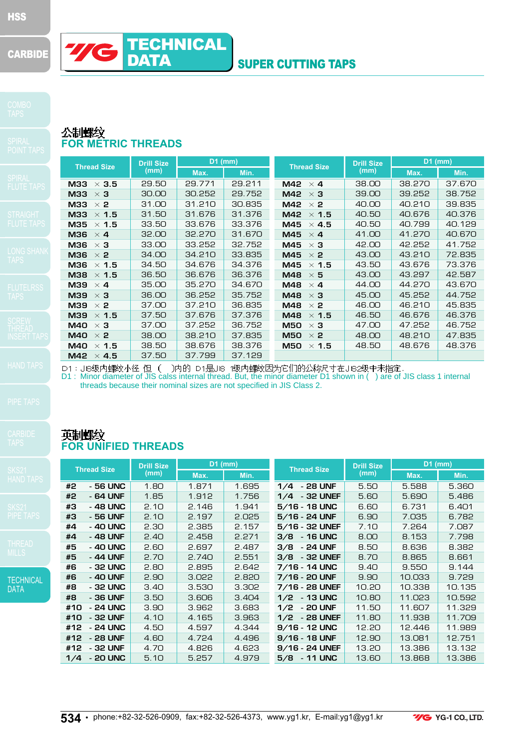# TECHNICAL DATA

## SUPER CUTTING TAPS

### 公制螺纹
### FOR METRIC THREADS

| Thread Size | Drill Size (mm) | D1 (mm) Max. | D1 (mm) Min. | Thread Size | Drill Size (mm) | D1 (mm) Max. | D1 (mm) Min. |
|---|---|---|---|---|---|---|---|
| M33 × 3.5 | 29.50 | 29.771 | 29.211 | M42 × 4 | 38.00 | 38.270 | 37.670 |
| M33 × 3 | 30.00 | 30.252 | 29.752 | M42 × 3 | 39.00 | 39.252 | 38.752 |
| M33 × 2 | 31.00 | 31.210 | 30.835 | M42 × 2 | 40.00 | 40.210 | 39.835 |
| M33 × 1.5 | 31.50 | 31.676 | 31.376 | M42 × 1.5 | 40.50 | 40.676 | 40.376 |
| M35 × 1.5 | 33.50 | 33.676 | 33.376 | M45 × 4.5 | 40.50 | 40.799 | 40.129 |
| M36 × 4 | 32.00 | 32.270 | 31.670 | M45 × 4 | 41.00 | 41.270 | 40.670 |
| M36 × 3 | 33.00 | 33.252 | 32.752 | M45 × 3 | 42.00 | 42.252 | 41.752 |
| M36 × 2 | 34.00 | 34.210 | 33.835 | M45 × 2 | 43.00 | 43.210 | 72.835 |
| M36 × 1.5 | 34.50 | 34.676 | 34.376 | M45 × 1.5 | 43.50 | 43.676 | 73.376 |
| M38 × 1.5 | 36.50 | 36.676 | 36.376 | M48 × 5 | 43.00 | 43.297 | 42.587 |
| M39 × 4 | 35.00 | 35.270 | 34.670 | M48 × 4 | 44.00 | 44.270 | 43.670 |
| M39 × 3 | 36.00 | 36.252 | 35.752 | M48 × 3 | 45.00 | 45.252 | 44.752 |
| M39 × 2 | 37.00 | 37.210 | 36.835 | M48 × 2 | 46.00 | 46.210 | 45.835 |
| M39 × 1.5 | 37.50 | 37.676 | 37.376 | M48 × 1.5 | 46.50 | 46.676 | 46.376 |
| M40 × 3 | 37.00 | 37.252 | 36.752 | M50 × 3 | 47.00 | 47.252 | 46.752 |
| M40 × 2 | 38.00 | 38.210 | 37.835 | M50 × 2 | 48.00 | 48.210 | 47.835 |
| M40 × 1.5 | 38.50 | 38.676 | 38.376 | M50 × 1.5 | 48.50 | 48.676 | 48.376 |
| M42 × 4.5 | 37.50 | 37.799 | 37.129 | | | | |

D1：JIS级内螺纹小径 但（ ）内的 D1是JIS 1级内螺纹因为它们的公称尺寸在JIS2级中未指定.
D1 : Minor diameter of JIS calss internal thread. But, the minor diameter D1 shown in ( ) are of JIS class 1 internal threads because their nominal sizes are not specified in JIS Class 2.

### 英制螺纹
### FOR UNIFIED THREADS

| Thread Size | Drill Size (mm) | D1 (mm) Max. | D1 (mm) Min. | Thread Size | Drill Size (mm) | D1 (mm) Max. | D1 (mm) Min. |
|---|---|---|---|---|---|---|---|
| #2 - 56 UNC | 1.80 | 1.871 | 1.695 | 1/4 - 28 UNF | 5.50 | 5.588 | 5.360 |
| #2 - 64 UNF | 1.85 | 1.912 | 1.756 | 1/4 - 32 UNEF | 5.60 | 5.690 | 5.486 |
| #3 - 48 UNC | 2.10 | 2.146 | 1.941 | 5/16 - 18 UNC | 6.60 | 6.731 | 6.401 |
| #3 - 56 UNF | 2.10 | 2.197 | 2.025 | 5/16 - 24 UNF | 6.90 | 7.035 | 6.782 |
| #4 - 40 UNC | 2.30 | 2.385 | 2.157 | 5/16 - 32 UNEF | 7.10 | 7.264 | 7.087 |
| #4 - 48 UNF | 2.40 | 2.458 | 2.271 | 3/8 - 16 UNC | 8.00 | 8.153 | 7.798 |
| #5 - 40 UNC | 2.60 | 2.697 | 2.487 | 3/8 - 24 UNF | 8.50 | 8.636 | 8.382 |
| #5 - 44 UNF | 2.70 | 2.740 | 2.551 | 3/8 - 32 UNEF | 8.70 | 8.865 | 8.661 |
| #6 - 32 UNC | 2.80 | 2.895 | 2.642 | 7/16 - 14 UNC | 9.40 | 9.550 | 9.144 |
| #6 - 40 UNF | 2.90 | 3.022 | 2.820 | 7/16 - 20 UNF | 9.90 | 10.033 | 9.729 |
| #8 - 32 UNC | 3.40 | 3.530 | 3.302 | 7/16 - 28 UNEF | 10.20 | 10.338 | 10.135 |
| #8 - 36 UNF | 3.50 | 3.606 | 3.404 | 1/2 - 13 UNC | 10.80 | 11.023 | 10.592 |
| #10 - 24 UNC | 3.90 | 3.962 | 3.683 | 1/2 - 20 UNF | 11.50 | 11.607 | 11.329 |
| #10 - 32 UNF | 4.10 | 4.165 | 3.963 | 1/2 - 28 UNEF | 11.80 | 11.938 | 11.709 |
| #12 - 24 UNC | 4.50 | 4.597 | 4.344 | 9/16 - 12 UNC | 12.20 | 12.446 | 11.989 |
| #12 - 28 UNF | 4.60 | 4.724 | 4.496 | 9/16 - 18 UNF | 12.90 | 13.081 | 12.751 |
| #12 - 32 UNF | 4.70 | 4.826 | 4.623 | 9/16 - 24 UNEF | 13.20 | 13.386 | 13.132 |
| 1/4 - 20 UNC | 5.10 | 5.257 | 4.979 | 5/8 - 11 UNC | 13.60 | 13.868 | 13.386 |

phone:+82-32-526-0909, fax:+82-32-526-4373, www.yg1.kr, E-mail:yg1@yg1.kr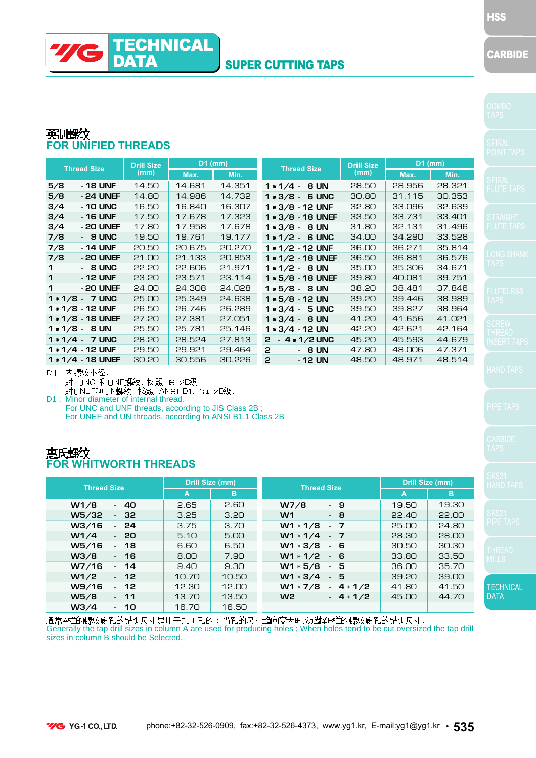# TECHNICAL DATA

## SUPER CUTTING TAPS

### 英制螺纹
### FOR UNIFIED THREADS

| Thread Size | Drill Size (mm) | D1 (mm) | | Thread Size | Drill Size (mm) | D1 (mm) | |
|---|---|---|---|---|---|---|---|
| | | Max. | Min. | | | Max. | Min. |
| 5/8 - 18 UNF | 14.50 | 14.681 | 14.351 | 1 * 1/4 - 8 UN | 28.50 | 28.956 | 28.321 |
| 5/8 - 24 UNEF | 14.80 | 14.986 | 14.732 | 1 * 3/8 - 6 UNC | 30.80 | 31.115 | 30.353 |
| 3/4 - 10 UNC | 16.50 | 16.840 | 16.307 | 1 * 3/8 - 12 UNF | 32.80 | 33.096 | 32.639 |
| 3/4 - 16 UNF | 17.50 | 17.678 | 17.323 | 1 * 3/8 - 18 UNEF | 33.50 | 33.731 | 33.401 |
| 3/4 - 20 UNEF | 17.80 | 17.958 | 17.678 | 1 * 3/8 - 8 UN | 31.80 | 32.131 | 31.496 |
| 7/8 - 9 UNC | 19.50 | 19.761 | 19.177 | 1 * 1/2 - 6 UNC | 34.00 | 34.290 | 33.528 |
| 7/8 - 14 UNF | 20.50 | 20.675 | 20.270 | 1 * 1/2 - 12 UNF | 36.00 | 36.271 | 35.814 |
| 7/8 - 20 UNEF | 21.00 | 21.133 | 20.853 | 1 * 1/2 - 18 UNEF | 36.50 | 36.881 | 36.576 |
| 1 - 8 UNC | 22.20 | 22.606 | 21.971 | 1 * 1/2 - 8 UN | 35.00 | 35.306 | 34.671 |
| 1 - 12 UNF | 23.20 | 23.571 | 23.114 | 1 * 5/8 - 18 UNEF | 39.80 | 40.081 | 39.751 |
| 1 - 20 UNEF | 24.00 | 24.308 | 24.028 | 1 * 5/8 - 8 UN | 38.20 | 38.481 | 37.846 |
| 1 * 1/8 - 7 UNC | 25.00 | 25.349 | 24.638 | 1 * 5/8 - 12 UN | 39.20 | 39.446 | 38.989 |
| 1 * 1/8 - 12 UNF | 26.50 | 26.746 | 26.289 | 1 * 3/4 - 5 UNC | 39.50 | 39.827 | 38.964 |
| 1 * 1/8 - 18 UNEF | 27.20 | 27.381 | 27.051 | 1 * 3/4 - 8 UN | 41.20 | 41.656 | 41.021 |
| 1 * 1/8 - 8 UN | 25.50 | 25.781 | 25.146 | 1 * 3/4 - 12 UN | 42.20 | 42.621 | 42.164 |
| 1 * 1/4 - 7 UNC | 28.20 | 28.524 | 27.813 | 2 - 4 * 1/2 UNC | 45.20 | 45.593 | 44.679 |
| 1 * 1/4 - 12 UNF | 29.50 | 29.921 | 29.464 | 2 - 8 UN | 47.80 | 48.006 | 47.371 |
| 1 * 1/4 - 18 UNEF | 30.20 | 30.556 | 30.226 | 2 - 12 UN | 48.50 | 48.971 | 48.514 |

D1：内螺纹小径.
对 UNC 和UNF螺纹，按照JIS 2B级
对UNEF和UN螺纹，按照 ANSI B1，1a 2B级.

D1 : Minor diameter of internal thread.
For UNC and UNF threads, according to JIS Class 2B ;
For UNEF and UN threads, according to ANSI B1.1 Class 2B

### 惠氏螺纹
### FOR WHITWORTH THREADS

| Thread Size | Drill Size (mm) | | Thread Size | Drill Size (mm) | |
|---|---|---|---|---|---|
| | A | B | | A | B |
| W1/8 - 40 | 2.65 | 2.60 | W7/8 - 9 | 19.50 | 19.30 |
| W5/32 - 32 | 3.25 | 3.20 | W1 - 8 | 22.40 | 22.00 |
| W3/16 - 24 | 3.75 | 3.70 | W1 * 1/8 - 7 | 25.00 | 24.80 |
| W1/4 - 20 | 5.10 | 5.00 | W1 * 1/4 - 7 | 28.30 | 28.00 |
| W5/16 - 18 | 6.60 | 6.50 | W1 * 3/8 - 6 | 30.50 | 30.30 |
| W3/8 - 16 | 8.00 | 7.90 | W1 * 1/2 - 6 | 33.80 | 33.50 |
| W7/16 - 14 | 9.40 | 9.30 | W1 * 5/8 - 5 | 36.00 | 35.70 |
| W1/2 - 12 | 10.70 | 10.50 | W1 * 3/4 - 5 | 39.20 | 39.00 |
| W9/16 - 12 | 12.30 | 12.00 | W1 * 7/8 - 4 * 1/2 | 41.80 | 41.50 |
| W5/8 - 11 | 13.70 | 13.50 | W2 - 4 * 1/2 | 45.00 | 44.70 |
| W3/4 - 10 | 16.70 | 16.50 | | | |

通常A栏的螺纹底孔的钻头尺寸是用于加工孔的；当孔的尺寸趋向变大时应选择B栏的螺纹底孔的钻头尺寸.
Generally the tap drill sizes in column A are used for producing holes ; When holes tend to be cut oversized the tap drill sizes in column B should be Selected.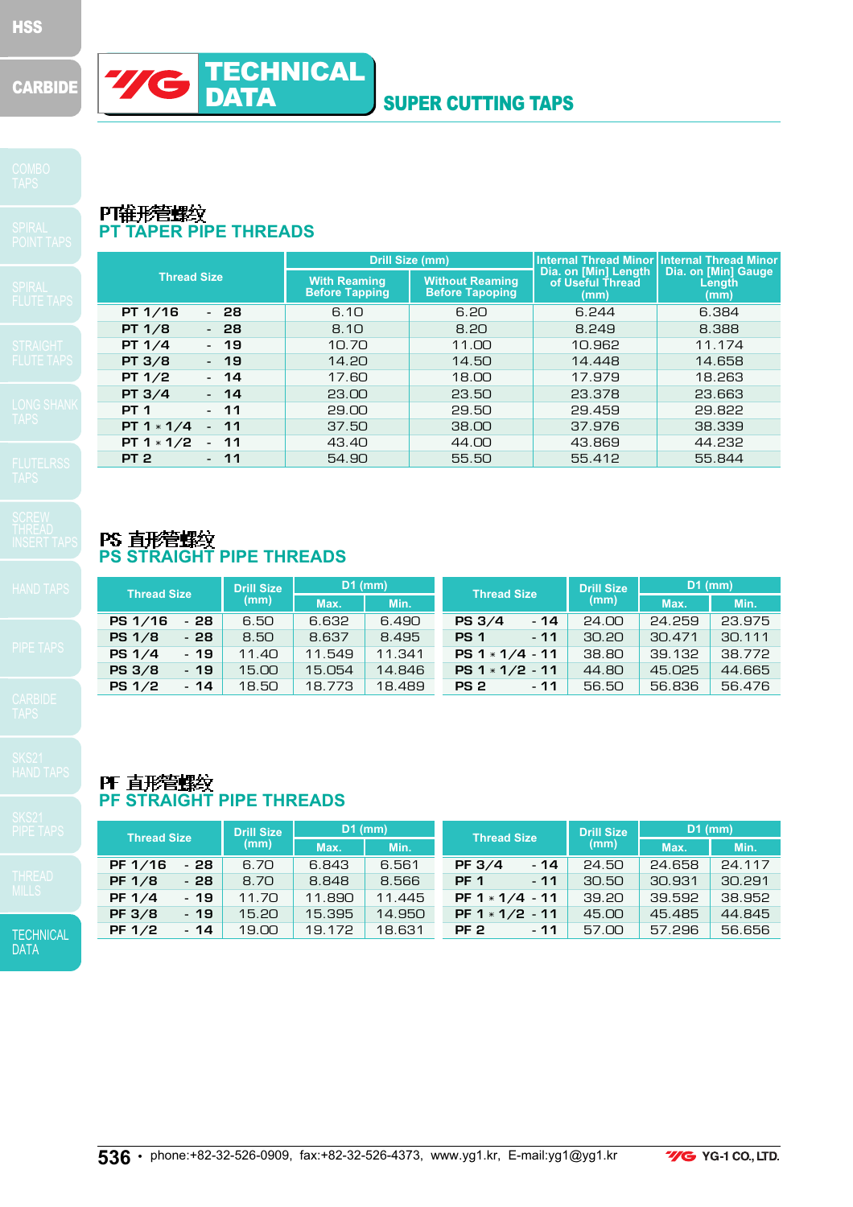# TECHNICAL DATA

## SUPER CUTTING TAPS

### PT锥形管螺纹
### PT TAPER PIPE THREADS

| Thread Size | Drill Size (mm) | | Internal Thread Minor Dia. on [Min] Length of Useful Thread (mm) | Internal Thread Minor Dia. on [Min] Gauge Length (mm) |
|---|---|---|---|---|
| | With Reaming Before Tapping | Without Reaming Before Tapoping | | |
| PT 1/16 - 28 | 6.10 | 6.20 | 6.244 | 6.384 |
| PT 1/8 - 28 | 8.10 | 8.20 | 8.249 | 8.388 |
| PT 1/4 - 19 | 10.70 | 11.00 | 10.962 | 11.174 |
| PT 3/8 - 19 | 14.20 | 14.50 | 14.448 | 14.658 |
| PT 1/2 - 14 | 17.60 | 18.00 | 17.979 | 18.263 |
| PT 3/4 - 14 | 23.00 | 23.50 | 23.378 | 23.663 |
| PT 1 - 11 | 29.00 | 29.50 | 29.459 | 29.822 |
| PT 1 * 1/4 - 11 | 37.50 | 38.00 | 37.976 | 38.339 |
| PT 1 * 1/2 - 11 | 43.40 | 44.00 | 43.869 | 44.232 |
| PT 2 - 11 | 54.90 | 55.50 | 55.412 | 55.844 |

### PS 直形管螺纹
### PS STRAIGHT PIPE THREADS

| Thread Size | Drill Size (mm) | D1 (mm) | |
|---|---|---|---|
| | | Max. | Min. |
| PS 1/16 - 28 | 6.50 | 6.632 | 6.490 |
| PS 1/8 - 28 | 8.50 | 8.637 | 8.495 |
| PS 1/4 - 19 | 11.40 | 11.549 | 11.341 |
| PS 3/8 - 19 | 15.00 | 15.054 | 14.846 |
| PS 1/2 - 14 | 18.50 | 18.773 | 18.489 |
| PS 3/4 - 14 | 24.00 | 24.259 | 23.975 |
| PS 1 - 11 | 30.20 | 30.471 | 30.111 |
| PS 1 * 1/4 - 11 | 38.80 | 39.132 | 38.772 |
| PS 1 * 1/2 - 11 | 44.80 | 45.025 | 44.665 |
| PS 2 - 11 | 56.50 | 56.836 | 56.476 |

### PF 直形管螺纹
### PF STRAIGHT PIPE THREADS

| Thread Size | Drill Size (mm) | D1 (mm) | |
|---|---|---|---|
| | | Max. | Min. |
| PF 1/16 - 28 | 6.70 | 6.843 | 6.561 |
| PF 1/8 - 28 | 8.70 | 8.848 | 8.566 |
| PF 1/4 - 19 | 11.70 | 11.890 | 11.445 |
| PF 3/8 - 19 | 15.20 | 15.395 | 14.950 |
| PF 1/2 - 14 | 19.00 | 19.172 | 18.631 |
| PF 3/4 - 14 | 24.50 | 24.658 | 24.117 |
| PF 1 - 11 | 30.50 | 30.931 | 30.291 |
| PF 1 * 1/4 - 11 | 39.20 | 39.592 | 38.952 |
| PF 1 * 1/2 - 11 | 45.00 | 45.485 | 44.845 |
| PF 2 - 11 | 57.00 | 57.296 | 56.656 |

phone:+82-32-526-0909, fax:+82-32-526-4373, www.yg1.kr, E-mail:yg1@yg1.kr

YG-1 CO., LTD.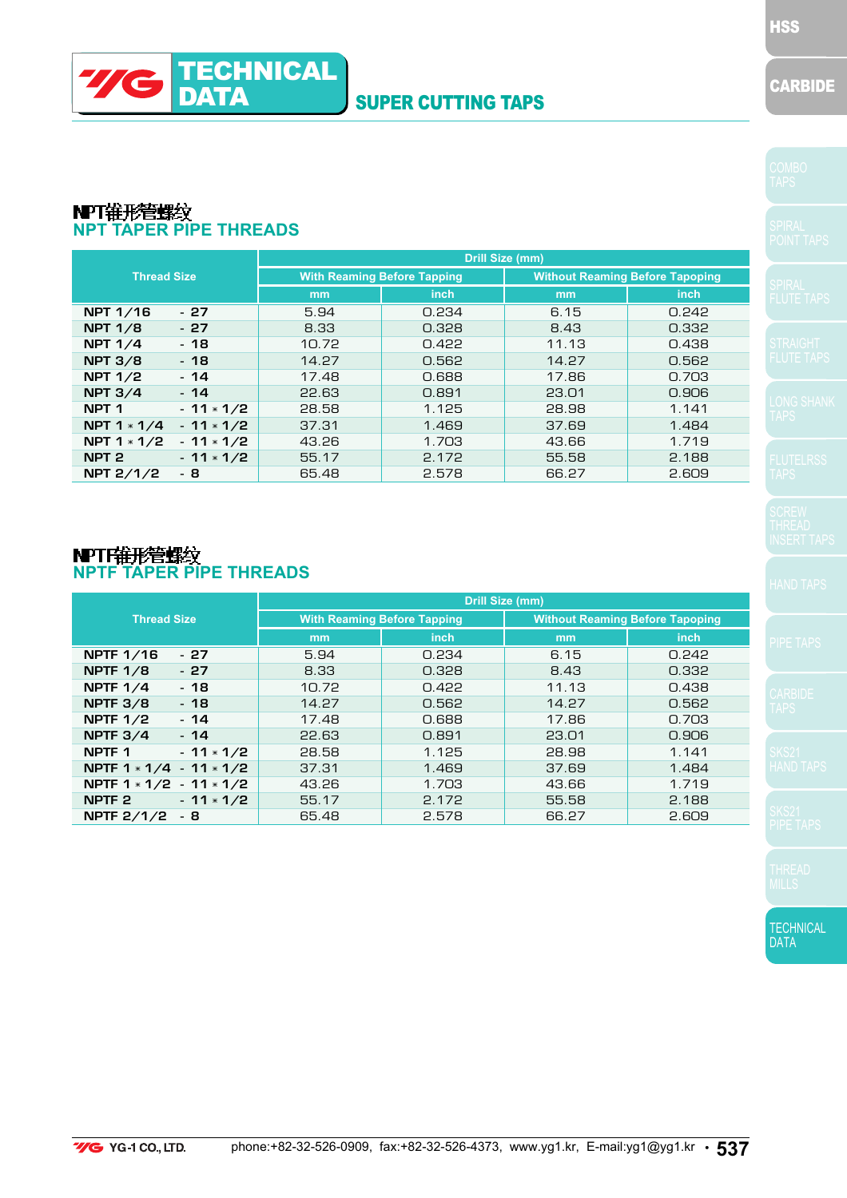# TECHNICAL DATA

## SUPER CUTTING TAPS

### NPT锥形管螺纹
### NPT TAPER PIPE THREADS

| Thread Size | Drill Size (mm) | | | |
|---|---|---|---|---|
| | With Reaming Before Tapping | | Without Reaming Before Tapoping | |
| | mm | inch | mm | inch |
| NPT 1/16 - 27 | 5.94 | 0.234 | 6.15 | 0.242 |
| NPT 1/8 - 27 | 8.33 | 0.328 | 8.43 | 0.332 |
| NPT 1/4 - 18 | 10.72 | 0.422 | 11.13 | 0.438 |
| NPT 3/8 - 18 | 14.27 | 0.562 | 14.27 | 0.562 |
| NPT 1/2 - 14 | 17.48 | 0.688 | 17.86 | 0.703 |
| NPT 3/4 - 14 | 22.63 | 0.891 | 23.01 | 0.906 |
| NPT 1 - 11 * 1/2 | 28.58 | 1.125 | 28.98 | 1.141 |
| NPT 1 * 1/4 - 11 * 1/2 | 37.31 | 1.469 | 37.69 | 1.484 |
| NPT 1 * 1/2 - 11 * 1/2 | 43.26 | 1.703 | 43.66 | 1.719 |
| NPT 2 - 11 * 1/2 | 55.17 | 2.172 | 55.58 | 2.188 |
| NPT 2/1/2 - 8 | 65.48 | 2.578 | 66.27 | 2.609 |

### NPTF锥形管螺纹
### NPTF TAPER PIPE THREADS

| Thread Size | Drill Size (mm) | | | |
|---|---|---|---|---|
| | With Reaming Before Tapping | | Without Reaming Before Tapoping | |
| | mm | inch | mm | inch |
| NPTF 1/16 - 27 | 5.94 | 0.234 | 6.15 | 0.242 |
| NPTF 1/8 - 27 | 8.33 | 0.328 | 8.43 | 0.332 |
| NPTF 1/4 - 18 | 10.72 | 0.422 | 11.13 | 0.438 |
| NPTF 3/8 - 18 | 14.27 | 0.562 | 14.27 | 0.562 |
| NPTF 1/2 - 14 | 17.48 | 0.688 | 17.86 | 0.703 |
| NPTF 3/4 - 14 | 22.63 | 0.891 | 23.01 | 0.906 |
| NPTF 1 - 11 * 1/2 | 28.58 | 1.125 | 28.98 | 1.141 |
| NPTF 1 * 1/4 - 11 * 1/2 | 37.31 | 1.469 | 37.69 | 1.484 |
| NPTF 1 * 1/2 - 11 * 1/2 | 43.26 | 1.703 | 43.66 | 1.719 |
| NPTF 2 - 11 * 1/2 | 55.17 | 2.172 | 55.58 | 2.188 |
| NPTF 2/1/2 - 8 | 65.48 | 2.578 | 66.27 | 2.609 |

YG-1 CO., LTD. phone:+82-32-526-0909, fax:+82-32-526-4373, www.yg1.kr, E-mail:yg1@yg1.kr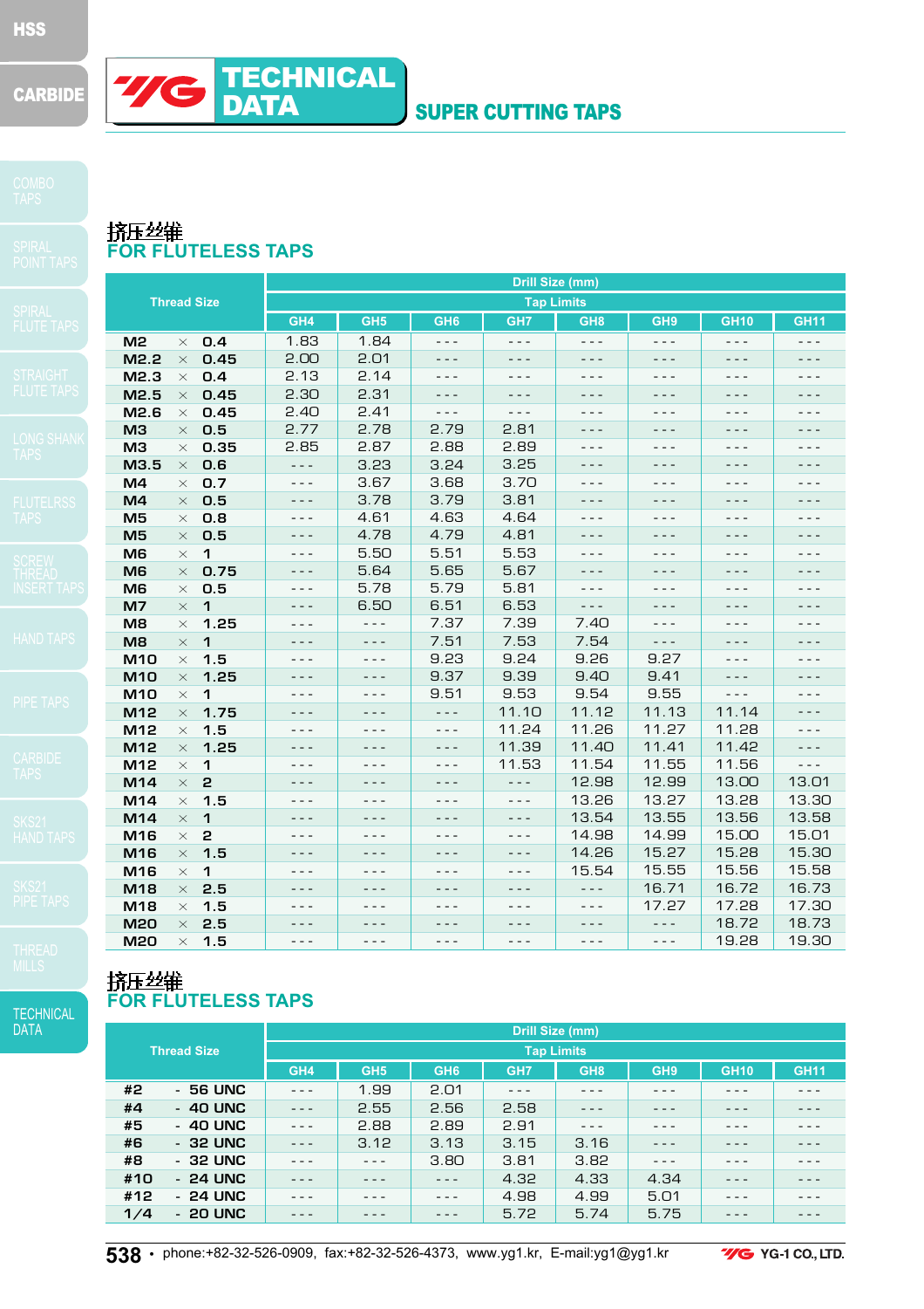# TECHNICAL DATA

## SUPER CUTTING TAPS

### 挤压丝锥
### FOR FLUTELESS TAPS

| Thread Size | | | Drill Size (mm) | | | | | | | |
|---|---|---|---|---|---|---|---|---|---|---|
| | | | Tap Limits | | | | | | | |
| | | | GH4 | GH5 | GH6 | GH7 | GH8 | GH9 | GH10 | GH11 |
| M2 | × | 0.4 | 1.83 | 1.84 | - - - | - - - | - - - | - - - | - - - | - - - |
| M2.2 | × | 0.45 | 2.00 | 2.01 | - - - | - - - | - - - | - - - | - - - | - - - |
| M2.3 | × | 0.4 | 2.13 | 2.14 | - - - | - - - | - - - | - - - | - - - | - - - |
| M2.5 | × | 0.45 | 2.30 | 2.31 | - - - | - - - | - - - | - - - | - - - | - - - |
| M2.6 | × | 0.45 | 2.40 | 2.41 | - - - | - - - | - - - | - - - | - - - | - - - |
| M3 | × | 0.5 | 2.77 | 2.78 | 2.79 | 2.81 | - - - | - - - | - - - | - - - |
| M3 | × | 0.35 | 2.85 | 2.87 | 2.88 | 2.89 | - - - | - - - | - - - | - - - |
| M3.5 | × | 0.6 | - - - | 3.23 | 3.24 | 3.25 | - - - | - - - | - - - | - - - |
| M4 | × | 0.7 | - - - | 3.67 | 3.68 | 3.70 | - - - | - - - | - - - | - - - |
| M4 | × | 0.5 | - - - | 3.78 | 3.79 | 3.81 | - - - | - - - | - - - | - - - |
| M5 | × | 0.8 | - - - | 4.61 | 4.63 | 4.64 | - - - | - - - | - - - | - - - |
| M5 | × | 0.5 | - - - | 4.78 | 4.79 | 4.81 | - - - | - - - | - - - | - - - |
| M6 | × | 1 | - - - | 5.50 | 5.51 | 5.53 | - - - | - - - | - - - | - - - |
| M6 | × | 0.75 | - - - | 5.64 | 5.65 | 5.67 | - - - | - - - | - - - | - - - |
| M6 | × | 0.5 | - - - | 5.78 | 5.79 | 5.81 | - - - | - - - | - - - | - - - |
| M7 | × | 1 | - - - | 6.50 | 6.51 | 6.53 | - - - | - - - | - - - | - - - |
| M8 | × | 1.25 | - - - | - - - | 7.37 | 7.39 | 7.40 | - - - | - - - | - - - |
| M8 | × | 1 | - - - | - - - | 7.51 | 7.53 | 7.54 | - - - | - - - | - - - |
| M10 | × | 1.5 | - - - | - - - | 9.23 | 9.24 | 9.26 | 9.27 | - - - | - - - |
| M10 | × | 1.25 | - - - | - - - | 9.37 | 9.39 | 9.40 | 9.41 | - - - | - - - |
| M10 | × | 1 | - - - | - - - | 9.51 | 9.53 | 9.54 | 9.55 | - - - | - - - |
| M12 | × | 1.75 | - - - | - - - | - - - | 11.10 | 11.12 | 11.13 | 11.14 | - - - |
| M12 | × | 1.5 | - - - | - - - | - - - | 11.24 | 11.26 | 11.27 | 11.28 | - - - |
| M12 | × | 1.25 | - - - | - - - | - - - | 11.39 | 11.40 | 11.41 | 11.42 | - - - |
| M12 | × | 1 | - - - | - - - | - - - | 11.53 | 11.54 | 11.55 | 11.56 | - - - |
| M14 | × | 2 | - - - | - - - | - - - | - - - | 12.98 | 12.99 | 13.00 | 13.01 |
| M14 | × | 1.5 | - - - | - - - | - - - | - - - | 13.26 | 13.27 | 13.28 | 13.30 |
| M14 | × | 1 | - - - | - - - | - - - | - - - | 13.54 | 13.55 | 13.56 | 13.58 |
| M16 | × | 2 | - - - | - - - | - - - | - - - | 14.98 | 14.99 | 15.00 | 15.01 |
| M16 | × | 1.5 | - - - | - - - | - - - | - - - | 14.26 | 15.27 | 15.28 | 15.30 |
| M16 | × | 1 | - - - | - - - | - - - | - - - | 15.54 | 15.55 | 15.56 | 15.58 |
| M18 | × | 2.5 | - - - | - - - | - - - | - - - | - - - | 16.71 | 16.72 | 16.73 |
| M18 | × | 1.5 | - - - | - - - | - - - | - - - | - - - | 17.27 | 17.28 | 17.30 |
| M20 | × | 2.5 | - - - | - - - | - - - | - - - | - - - | - - - | 18.72 | 18.73 |
| M20 | × | 1.5 | - - - | - - - | - - - | - - - | - - - | - - - | 19.28 | 19.30 |

### 挤压丝锥
### FOR FLUTELESS TAPS

| Thread Size | | | Drill Size (mm) | | | | | | | |
|---|---|---|---|---|---|---|---|---|---|---|
| | | | Tap Limits | | | | | | | |
| | | | GH4 | GH5 | GH6 | GH7 | GH8 | GH9 | GH10 | GH11 |
| #2 | - | 56 UNC | - - - | 1.99 | 2.01 | - - - | - - - | - - - | - - - | - - - |
| #4 | - | 40 UNC | - - - | 2.55 | 2.56 | 2.58 | - - - | - - - | - - - | - - - |
| #5 | - | 40 UNC | - - - | 2.88 | 2.89 | 2.91 | - - - | - - - | - - - | - - - |
| #6 | - | 32 UNC | - - - | 3.12 | 3.13 | 3.15 | 3.16 | - - - | - - - | - - - |
| #8 | - | 32 UNC | - - - | - - - | 3.80 | 3.81 | 3.82 | - - - | - - - | - - - |
| #10 | - | 24 UNC | - - - | - - - | - - - | 4.32 | 4.33 | 4.34 | - - - | - - - |
| #12 | - | 24 UNC | - - - | - - - | - - - | 4.98 | 4.99 | 5.01 | - - - | - - - |
| 1/4 | - | 20 UNC | - - - | - - - | - - - | 5.72 | 5.74 | 5.75 | - - - | - - - |

phone:+82-32-526-0909, fax:+82-32-526-4373, www.yg1.kr, E-mail:yg1@yg1.kr — YG-1 CO., LTD.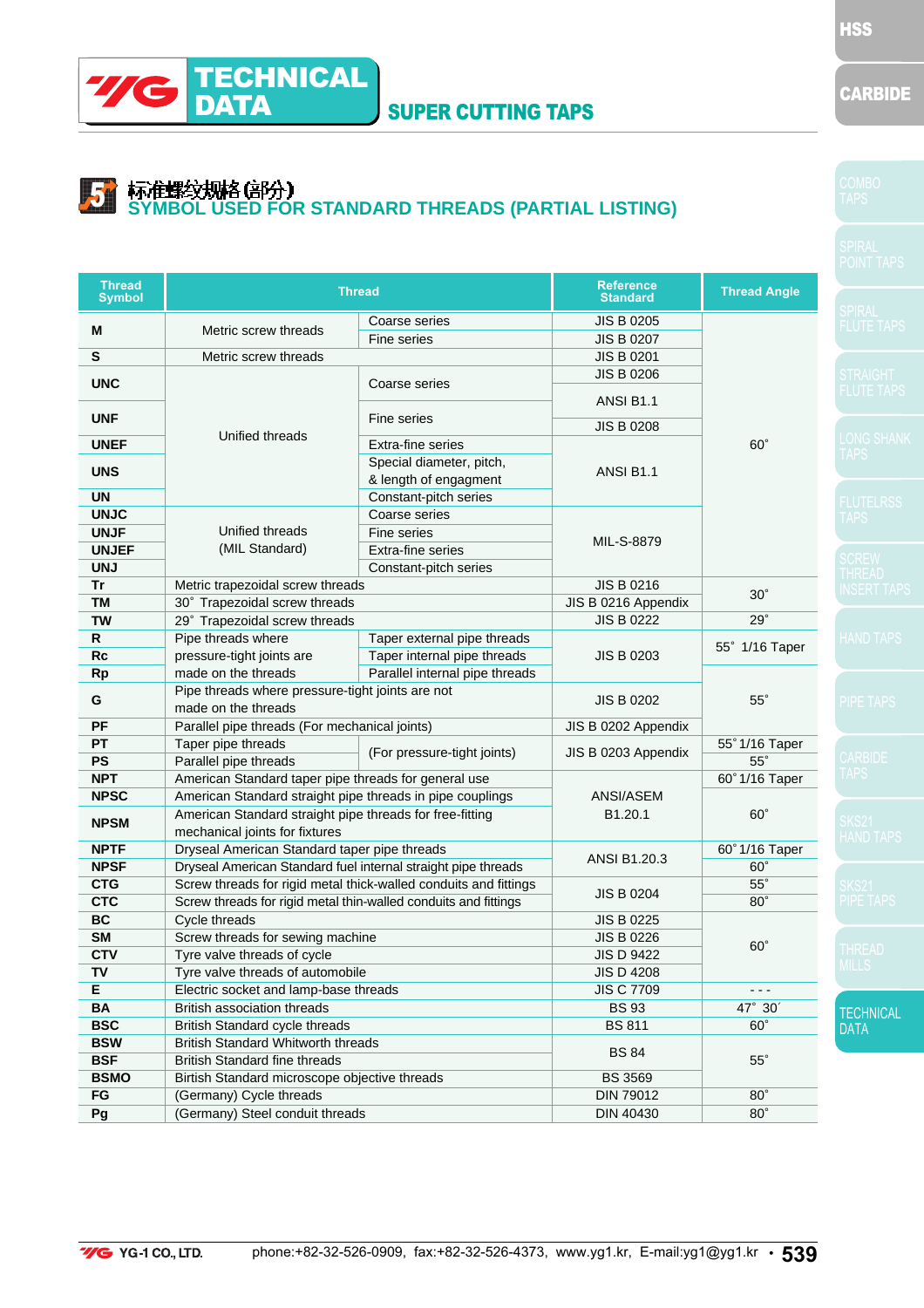# TECHNICAL DATA

## SUPER CUTTING TAPS

### 5 标准螺纹规格 (部分)
### SYMBOL USED FOR STANDARD THREADS (PARTIAL LISTING)

| Thread Symbol | Thread | | Reference Standard | Thread Angle |
|---|---|---|---|---|
| M | Metric screw threads | Coarse series | JIS B 0205 | 60˚ |
| | | Fine series | JIS B 0207 | |
| S | Metric screw threads | | JIS B 0201 | |
| UNC | Unified threads | Coarse series | JIS B 0206 | |
| | | | ANSI B1.1 | |
| UNF | | Fine series | JIS B 0208 | |
| UNEF | | Extra-fine series | ANSI B1.1 | |
| UNS | | Special diameter, pitch, & length of engagment | | |
| UN | | Constant-pitch series | | |
| UNJC | Unified threads (MIL Standard) | Coarse series | MIL-S-8879 | |
| UNJF | | Fine series | | |
| UNJEF | | Extra-fine series | | |
| UNJ | | Constant-pitch series | | |
| Tr | Metric trapezoidal screw threads | | JIS B 0216 | 30˚ |
| TM | 30˚ Trapezoidal screw threads | | JIS B 0216 Appendix | |
| TW | 29˚ Trapezoidal screw threads | | JIS B 0222 | 29˚ |
| R | Pipe threads where pressure-tight joints are made on the threads | Taper external pipe threads | JIS B 0203 | 55˚ 1/16 Taper |
| Rc | | Taper internal pipe threads | | |
| Rp | | Parallel internal pipe threads | | 55˚ |
| G | Pipe threads where pressure-tight joints are not made on the threads | | JIS B 0202 | |
| PF | Parallel pipe threads (For mechanical joints) | | JIS B 0202 Appendix | |
| PT | Taper pipe threads | (For pressure-tight joints) | JIS B 0203 Appendix | 55˚ 1/16 Taper |
| PS | Parallel pipe threads | | | 55˚ |
| NPT | American Standard taper pipe threads for general use | | ANSI/ASEM B1.20.1 | 60˚ 1/16 Taper |
| NPSC | American Standard straight pipe threads in pipe couplings | | | 60˚ |
| NPSM | American Standard straight pipe threads for free-fitting mechanical joints for fixtures | | | |
| NPTF | Dryseal American Standard taper pipe threads | | ANSI B1.20.3 | 60˚ 1/16 Taper |
| NPSF | Dryseal American Standard fuel internal straight pipe threads | | | 60˚ |
| CTG | Screw threads for rigid metal thick-walled conduits and fittings | | JIS B 0204 | 55˚ |
| CTC | Screw threads for rigid metal thin-walled conduits and fittings | | | 80˚ |
| BC | Cycle threads | | JIS B 0225 | 60˚ |
| SM | Screw threads for sewing machine | | JIS B 0226 | |
| CTV | Tyre valve threads of cycle | | JIS D 9422 | |
| TV | Tyre valve threads of automobile | | JIS D 4208 | |
| E | Electric socket and lamp-base threads | | JIS C 7709 | - - - |
| BA | British association threads | | BS 93 | 47˚ 30´ |
| BSC | British Standard cycle threads | | BS 811 | 60˚ |
| BSW | British Standard Whitworth threads | | BS 84 | 55˚ |
| BSF | British Standard fine threads | | | |
| BSMO | Birtish Standard microscope objective threads | | BS 3569 | |
| FG | (Germany) Cycle threads | | DIN 79012 | 80˚ |
| Pg | (Germany) Steel conduit threads | | DIN 40430 | 80˚ |

YG-1 CO., LTD. phone:+82-32-526-0909, fax:+82-32-526-4373, www.yg1.kr, E-mail:yg1@yg1.kr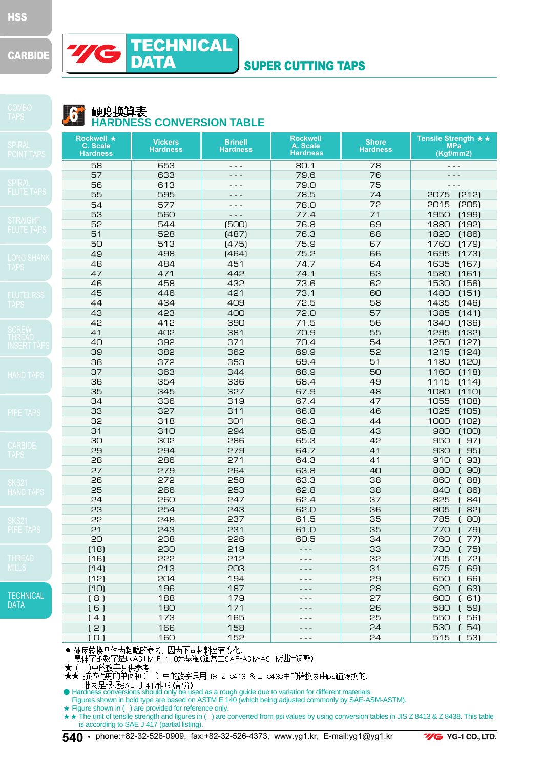# TECHNICAL DATA

## SUPER CUTTING TAPS

## 6 硬度換算表
## HARDNESS CONVERSION TABLE

| Rockwell ★ C. Scale Hardness | Vickers Hardness | Brinell Hardness | Rockwell A. Scale Hardness | Shore Hardness | Tensile Strength ★★ MPa (Kgf/mm2) |
|---|---|---|---|---|---|
| 58 | 653 | - - - | 80.1 | 78 | - - - |
| 57 | 633 | - - - | 79.6 | 76 | - - - |
| 56 | 613 | - - - | 79.0 | 75 | - - - |
| 55 | 595 | - - - | 78.5 | 74 | 2075 (212) |
| 54 | 577 | - - - | 78.0 | 72 | 2015 (205) |
| 53 | 560 | - - - | 77.4 | 71 | 1950 (199) |
| 52 | 544 | (500) | 76.8 | 69 | 1880 (192) |
| 51 | 528 | (487) | 76.3 | 68 | 1820 (186) |
| 50 | 513 | (475) | 75.9 | 67 | 1760 (179) |
| 49 | 498 | (464) | 75.2 | 66 | 1695 (173) |
| 48 | 484 | 451 | 74.7 | 64 | 1635 (167) |
| 47 | 471 | 442 | 74.1 | 63 | 1580 (161) |
| 46 | 458 | 432 | 73.6 | 62 | 1530 (156) |
| 45 | 446 | 421 | 73.1 | 60 | 1480 (151) |
| 44 | 434 | 409 | 72.5 | 58 | 1435 (146) |
| 43 | 423 | 400 | 72.0 | 57 | 1385 (141) |
| 42 | 412 | 390 | 71.5 | 56 | 1340 (136) |
| 41 | 402 | 381 | 70.9 | 55 | 1295 (132) |
| 40 | 392 | 371 | 70.4 | 54 | 1250 (127) |
| 39 | 382 | 362 | 69.9 | 52 | 1215 (124) |
| 38 | 372 | 353 | 69.4 | 51 | 1180 (120) |
| 37 | 363 | 344 | 68.9 | 50 | 1160 (118) |
| 36 | 354 | 336 | 68.4 | 49 | 1115 (114) |
| 35 | 345 | 327 | 67.9 | 48 | 1080 (110) |
| 34 | 336 | 319 | 67.4 | 47 | 1055 (108) |
| 33 | 327 | 311 | 66.8 | 46 | 1025 (105) |
| 32 | 318 | 301 | 66.3 | 44 | 1000 (102) |
| 31 | 310 | 294 | 65.8 | 43 | 980 (100) |
| 30 | 302 | 286 | 65.3 | 42 | 950 ( 97) |
| 29 | 294 | 279 | 64.7 | 41 | 930 ( 95) |
| 28 | 286 | 271 | 64.3 | 41 | 910 ( 93) |
| 27 | 279 | 264 | 63.8 | 40 | 880 ( 90) |
| 26 | 272 | 258 | 63.3 | 38 | 860 ( 88) |
| 25 | 266 | 253 | 62.8 | 38 | 840 ( 86) |
| 24 | 260 | 247 | 62.4 | 37 | 825 ( 84) |
| 23 | 254 | 243 | 62.0 | 36 | 805 ( 82) |
| 22 | 248 | 237 | 61.5 | 35 | 785 ( 80) |
| 21 | 243 | 231 | 61.0 | 35 | 770 ( 79) |
| 20 | 238 | 226 | 60.5 | 34 | 760 ( 77) |
| (18) | 230 | 219 | - - - | 33 | 730 ( 75) |
| (16) | 222 | 212 | - - - | 32 | 705 ( 72) |
| (14) | 213 | 203 | - - - | 31 | 675 ( 69) |
| (12) | 204 | 194 | - - - | 29 | 650 ( 66) |
| (10) | 196 | 187 | - - - | 28 | 620 ( 63) |
| ( 8 ) | 188 | 179 | - - - | 27 | 600 ( 61) |
| ( 6 ) | 180 | 171 | - - - | 26 | 580 ( 59) |
| ( 4 ) | 173 | 165 | - - - | 25 | 550 ( 56) |
| ( 2 ) | 166 | 158 | - - - | 24 | 530 ( 54) |
| ( 0 ) | 160 | 152 | - - - | 24 | 515 ( 53) |

- 硬度转换只作为粗略的参考，因为不同材料会有变化。
  黑体字的数字是以ASTM E 140为基准(通常由SAE-ASM-ASTM进行调整)

★ ( )中的数字只供参考

★★ 抗拉强度的单位和( )中的数字是用JIS Z 8413 & Z 8438中的转换表由psi值转换的。
此表是根据SAE J 417作成(部分)

- Hardness conversions should only be used as a rough guide due to variation for different materials.
  Figures shown in bold type are based on ASTM E 140 (which being adjusted commonly by SAE-ASM-ASTM).

★ Figure shown in ( ) are provided for reference only.

★★ The unit of tensile strength and figures in ( ) are converted from psi values by using conversion tables in JIS Z 8413 & Z 8438. This table is according to SAE J 417 (partial listing).

phone:+82-32-526-0909, fax:+82-32-526-4373, www.yg1.kr, E-mail:yg1@yg1.kr — YG-1 CO., LTD.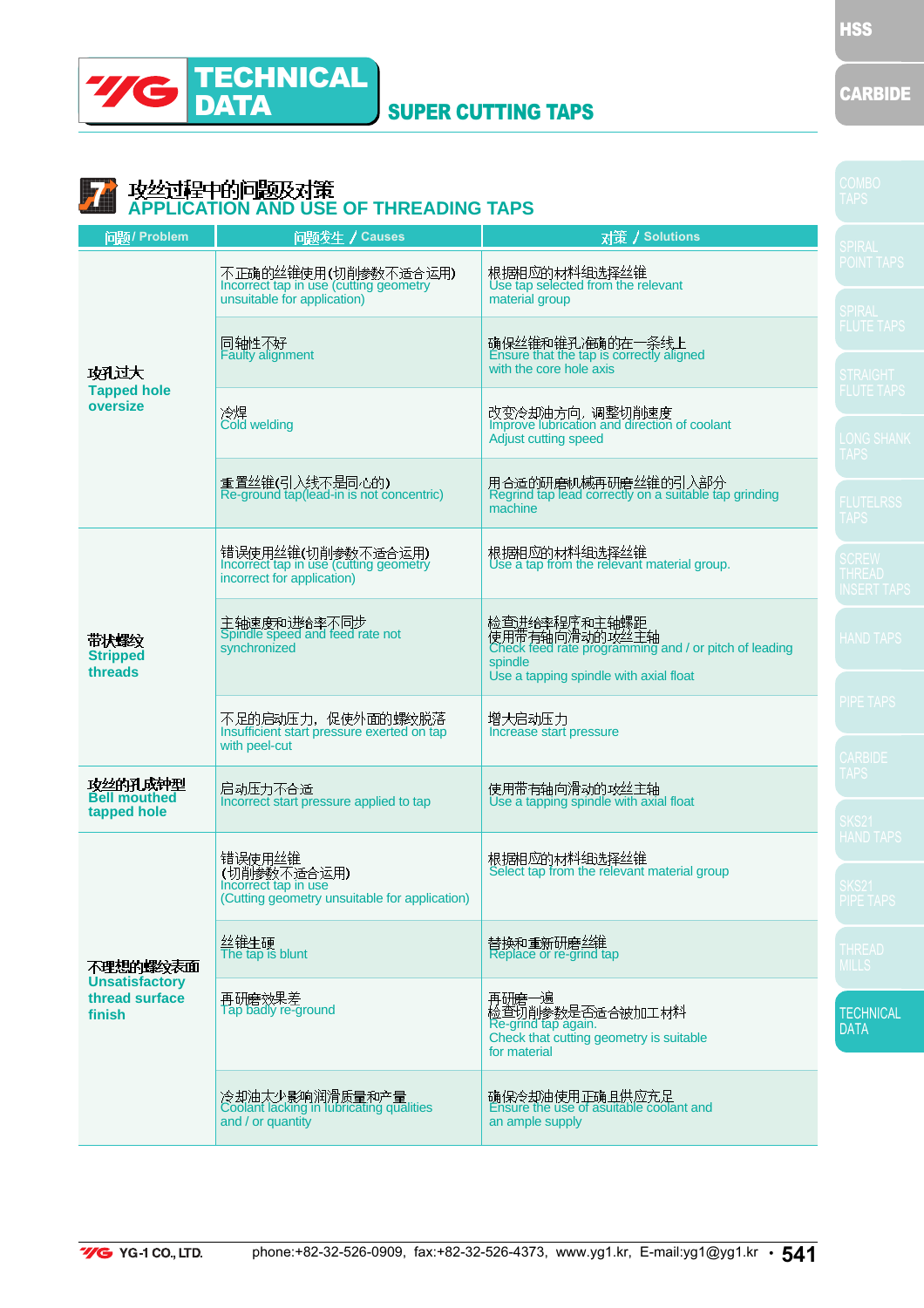# TECHNICAL DATA

## SUPER CUTTING TAPS

### 7 攻丝过程中的问题及对策
### APPLICATION AND USE OF THREADING TAPS

| 问题 / Problem | 问题发生 / Causes | 对策 / Solutions |
|---|---|---|
| 攻孔过大<br>**Tapped hole oversize** | 不正确的丝锥使用(切削参数不适合运用)<br>Incorrect tap in use (cutting geometry unsuitable for application) | 根据相应的材料组选择丝锥<br>Use tap selected from the relevant material group |
| | 同轴性不好<br>Faulty alignment | 确保丝锥和锥孔准确的在一条线上<br>Ensure that the tap is correctly aligned with the core hole axis |
| | 冷焊<br>Cold welding | 改变冷却油方向，调整切削速度<br>Improve lubrication and direction of coolant<br>Adjust cutting speed |
| | 重置丝锥(引入线不是同心的)<br>Re-ground tap(lead-in is not concentric) | 用合适的研磨机械再研磨丝锥的引入部分<br>Regrind tap lead correctly on a suitable tap grinding machine |
| 带状螺纹<br>**Stripped threads** | 错误使用丝锥(切削参数不适合运用)<br>Incorrect tap in use (cutting geometry incorrect for application) | 根据相应的材料组选择丝锥<br>Use a tap from the relevant material group. |
| | 主轴速度和进给率不同步<br>Spindle speed and feed rate not synchronized | 检查进给率程序和主轴螺距<br>使用带有轴向滑动的攻丝主轴<br>Check feed rate programming and / or pitch of leading spindle<br>Use a tapping spindle with axial float |
| | 不足的启动压力，促使外面的螺纹脱落<br>Insufficient start pressure exerted on tap with peel-cut | 增大启动压力<br>Increase start pressure |
| 攻丝的孔成钟型<br>**Bell mouthed tapped hole** | 启动压力不合适<br>Incorrect start pressure applied to tap | 使用带有轴向滑动的攻丝主轴<br>Use a tapping spindle with axial float |
| 不理想的螺纹表面<br>**Unsatisfactory thread surface finish** | 错误使用丝锥<br>(切削参数不适合运用)<br>Incorrect tap in use<br>(Cutting geometry unsuitable for application) | 根据相应的材料组选择丝锥<br>Select tap from the relevant material group |
| | 丝锥生硬<br>The tap is blunt | 替换和重新研磨丝锥<br>Replace or re-grind tap |
| | 再研磨效果差<br>Tap badly re-ground | 再研磨一遍<br>检查切削参数是否适合被加工材料<br>Re-grind tap again.<br>Check that cutting geometry is suitable for material |
| | 冷却油太少影响润滑质量和产量<br>Coolant lacking in lubricating qualities and / or quantity | 确保冷却油使用正确且供应充足<br>Ensure the use of asuitable coolant and an ample supply |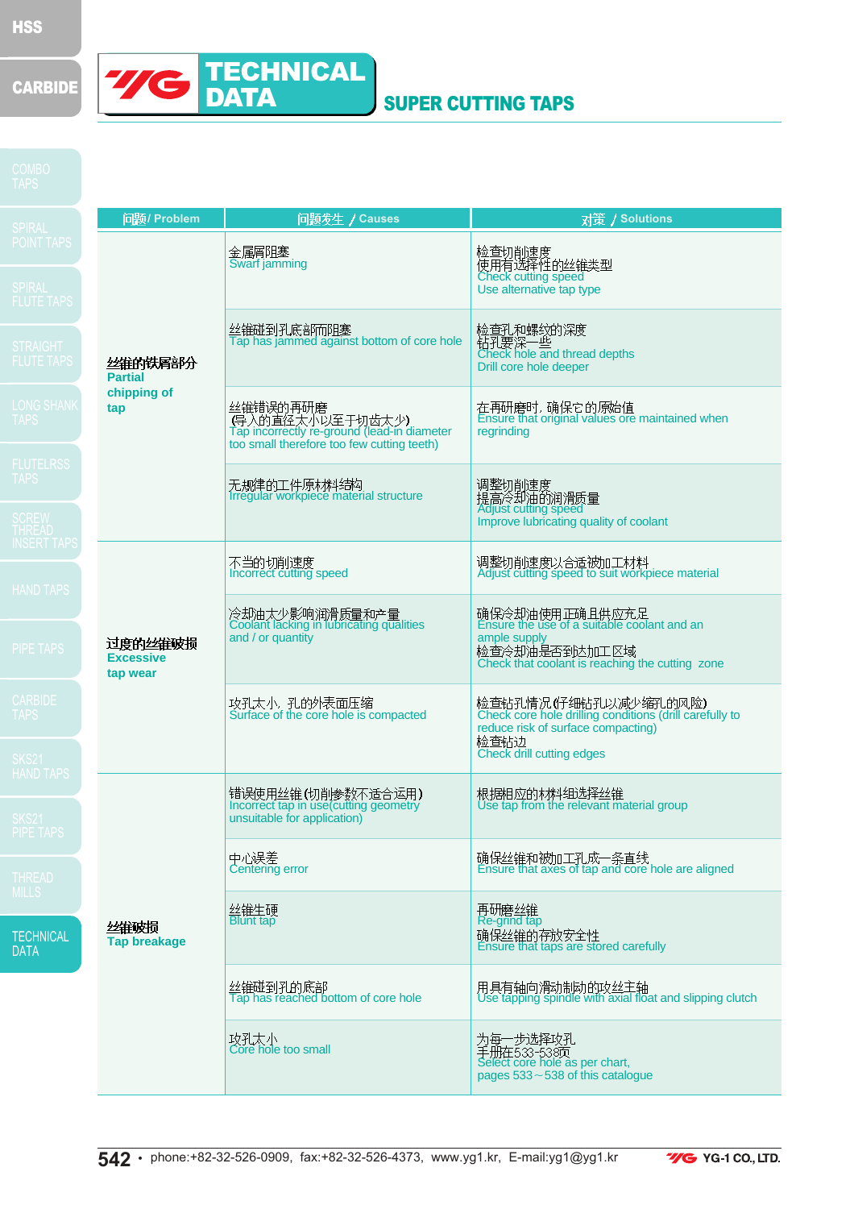# TECHNICAL DATA

## SUPER CUTTING TAPS

| 问题/ Problem | 问题发生 / Causes | 对策 / Solutions |
|---|---|---|
| 丝锥的铁屑部分 **Partial chipping of tap** | 金属屑阻塞<br>Swarf jamming | 检查切削速度<br>使用有选择性的丝锥类型<br>Check cutting speed<br>Use alternative tap type |
| | 丝锥碰到孔底部而阻塞<br>Tap has jammed against bottom of core hole | 检查孔和螺纹的深度<br>钻孔要深一些<br>Check hole and thread depths<br>Drill core hole deeper |
| | 丝锥错误的再研磨<br>(导入的直径太小以至于切齿太少)<br>Tap incorrectly re-ground (lead-in diameter too small therefore too few cutting teeth) | 在再研磨时, 确保它的原始值<br>Ensure that original values ore maintained when regrinding |
| | 无规律的工件原材料结构<br>Irregular workpiece material structure | 调整切削速度<br>提高冷却油的润滑质量<br>Adjust cutting speed<br>Improve lubricating quality of coolant |
| 过度的丝锥破损 **Excessive tap wear** | 不当的切削速度<br>Incorrect cutting speed | 调整切削速度以合适被加工材料<br>Adjust cutting speed to suit workpiece material |
| | 冷却油太少影响润滑质量和产量<br>Coolant lacking in lubricating qualities and / or quantity | 确保冷却油使用正确且供应充足<br>Ensure the use of a suitable coolant and an ample supply<br>检查冷却油是否到达加工区域<br>Check that coolant is reaching the cutting zone |
| | 攻孔太小, 孔的外表面压缩<br>Surface of the core hole is compacted | 检查钻孔情况(仔细钻孔以减少缩孔的风险)<br>Check core hole drilling conditions (drill carefully to reduce risk of surface compacting)<br>检查钻边<br>Check drill cutting edges |
| 丝锥破损 **Tap breakage** | 错误使用丝锥(切削参数不适合运用)<br>Incorrect tap in use(cutting geometry unsuitable for application) | 根据相应的材料组选择丝锥<br>Use tap from the relevant material group |
| | 中心误差<br>Centering error | 确保丝锥和被加工孔成一条直线<br>Ensure that axes of tap and core hole are aligned |
| | 丝锥生硬<br>Blunt tap | 再研磨丝锥<br>Re-grind tap<br>确保丝锥的存放安全性<br>Ensure that taps are stored carefully |
| | 丝锥碰到孔的底部<br>Tap has reached bottom of core hole | 用具有轴向滑动制动的攻丝主轴<br>Use tapping spindle with axial float and slipping clutch |
| | 攻孔太小<br>Core hole too small | 为每一步选择攻孔<br>手册在533-538页<br>Select core hole as per chart,<br>pages 533～538 of this catalogue |

phone:+82-32-526-0909, fax:+82-32-526-4373, www.yg1.kr, E-mail:yg1@yg1.kr